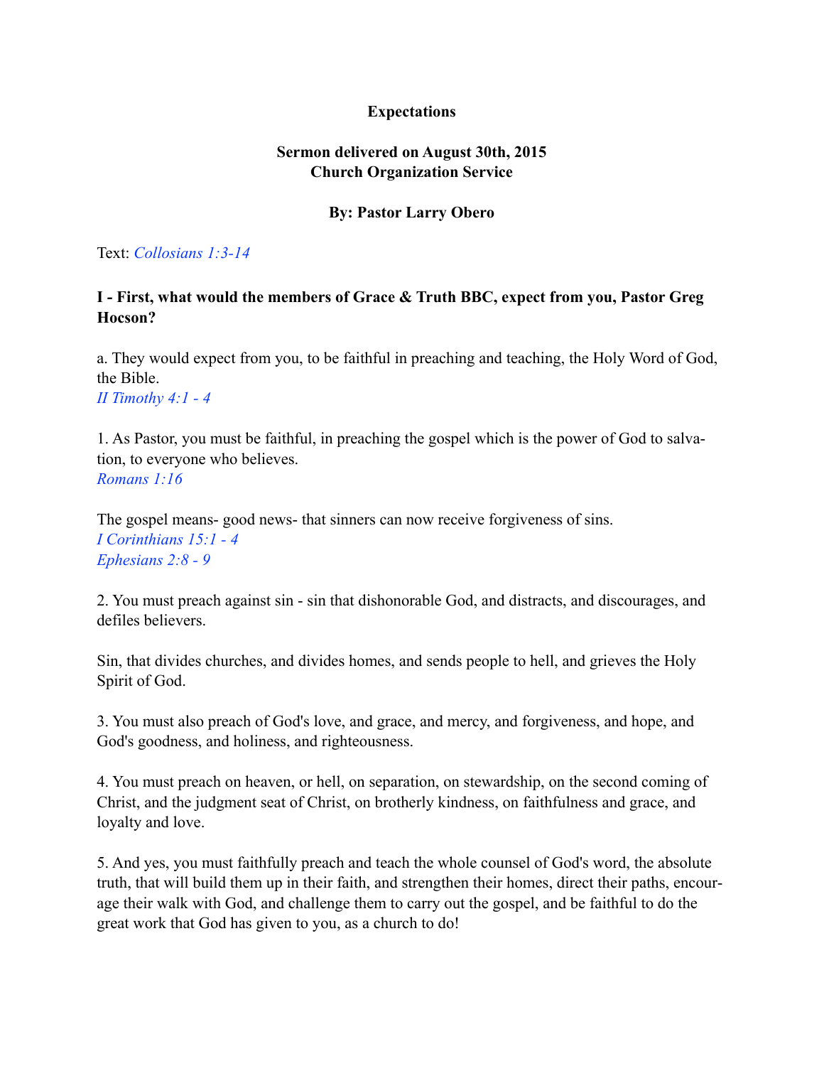# Expectations

**Sermon delivered on August 30th, 2015**
**Church Organization Service**

**By: Pastor Larry Obero**

Text: *Collosians 1:3-14*

## I - First, what would the members of Grace & Truth BBC, expect from you, Pastor Greg Hocson?

a. They would expect from you, to be faithful in preaching and teaching, the Holy Word of God, the Bible.
*II Timothy 4:1 - 4*

1. As Pastor, you must be faithful, in preaching the gospel which is the power of God to salvation, to everyone who believes.
*Romans 1:16*

The gospel means- good news- that sinners can now receive forgiveness of sins.
*I Corinthians 15:1 - 4*
*Ephesians 2:8 - 9*

2. You must preach against sin - sin that dishonorable God, and distracts, and discourages, and defiles believers.

Sin, that divides churches, and divides homes, and sends people to hell, and grieves the Holy Spirit of God.

3. You must also preach of God's love, and grace, and mercy, and forgiveness, and hope, and God's goodness, and holiness, and righteousness.

4. You must preach on heaven, or hell, on separation, on stewardship, on the second coming of Christ, and the judgment seat of Christ, on brotherly kindness, on faithfulness and grace, and loyalty and love.

5. And yes, you must faithfully preach and teach the whole counsel of God's word, the absolute truth, that will build them up in their faith, and strengthen their homes, direct their paths, encourage their walk with God, and challenge them to carry out the gospel, and be faithful to do the great work that God has given to you, as a church to do!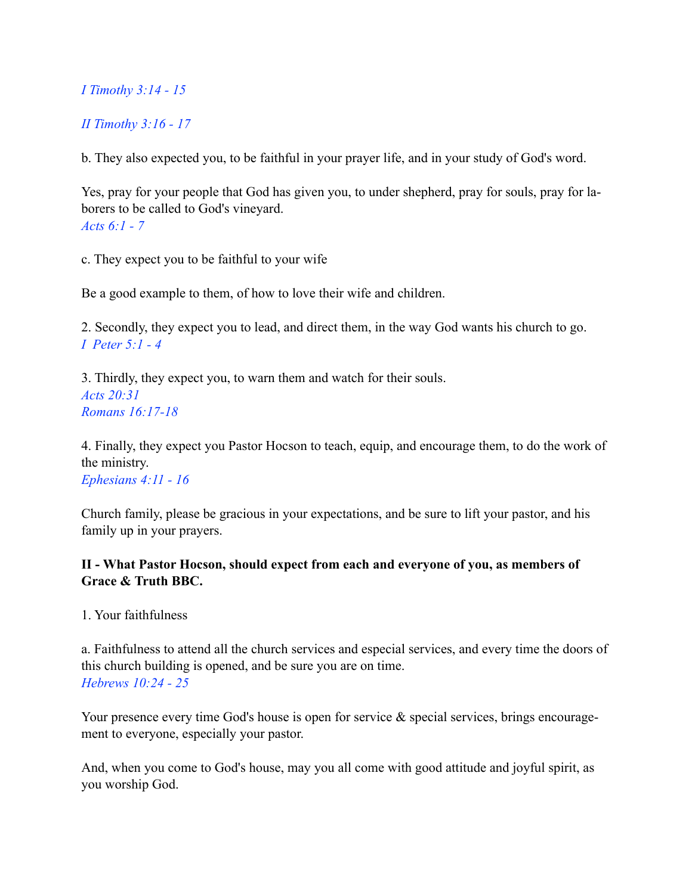*I Timothy 3:14 - 15*

*II Timothy 3:16 - 17*

b. They also expected you, to be faithful in your prayer life, and in your study of God's word.

Yes, pray for your people that God has given you, to under shepherd, pray for souls, pray for laborers to be called to God's vineyard.
*Acts 6:1 - 7*

c. They expect you to be faithful to your wife

Be a good example to them, of how to love their wife and children.

2. Secondly, they expect you to lead, and direct them, in the way God wants his church to go.
*I Peter 5:1 - 4*

3. Thirdly, they expect you, to warn them and watch for their souls.
*Acts 20:31*
*Romans 16:17-18*

4. Finally, they expect you Pastor Hocson to teach, equip, and encourage them, to do the work of the ministry.
*Ephesians 4:11 - 16*

Church family, please be gracious in your expectations, and be sure to lift your pastor, and his family up in your prayers.

**II - What Pastor Hocson, should expect from each and everyone of you, as members of Grace & Truth BBC.**

1. Your faithfulness

a. Faithfulness to attend all the church services and especial services, and every time the doors of this church building is opened, and be sure you are on time.
*Hebrews 10:24 - 25*

Your presence every time God's house is open for service & special services, brings encouragement to everyone, especially your pastor.

And, when you come to God's house, may you all come with good attitude and joyful spirit, as you worship God.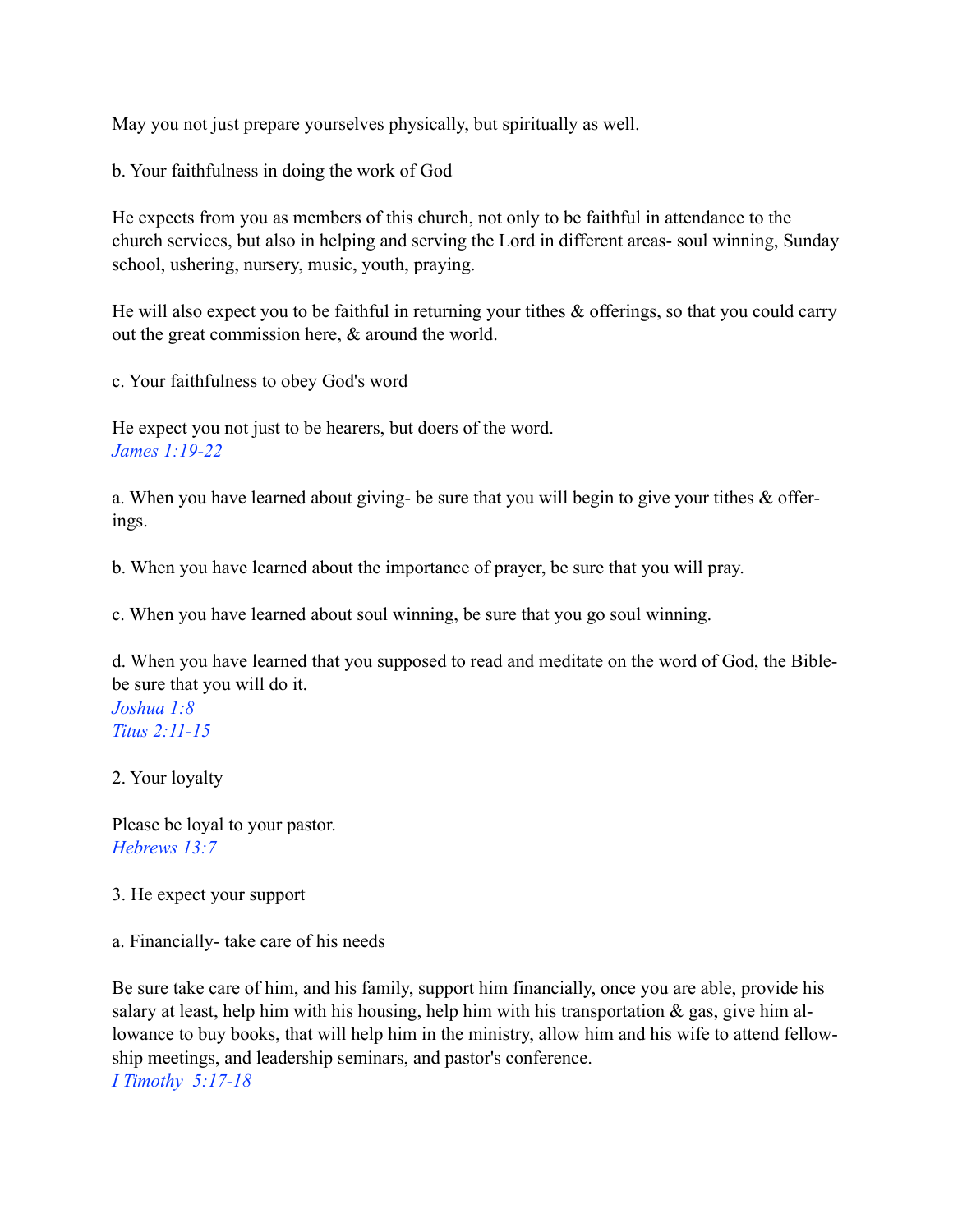May you not just prepare yourselves physically, but spiritually as well.

b. Your faithfulness in doing the work of God

He expects from you as members of this church, not only to be faithful in attendance to the church services, but also in helping and serving the Lord in different areas- soul winning, Sunday school, ushering, nursery, music, youth, praying.

He will also expect you to be faithful in returning your tithes & offerings, so that you could carry out the great commission here, & around the world.

c. Your faithfulness to obey God's word

He expect you not just to be hearers, but doers of the word.
*James 1:19-22*

a. When you have learned about giving- be sure that you will begin to give your tithes & offerings.

b. When you have learned about the importance of prayer, be sure that you will pray.

c. When you have learned about soul winning, be sure that you go soul winning.

d. When you have learned that you supposed to read and meditate on the word of God, the Bible- be sure that you will do it.
*Joshua 1:8*
*Titus 2:11-15*

2. Your loyalty

Please be loyal to your pastor.
*Hebrews 13:7*

3. He expect your support

a. Financially- take care of his needs

Be sure take care of him, and his family, support him financially, once you are able, provide his salary at least, help him with his housing, help him with his transportation & gas, give him allowance to buy books, that will help him in the ministry, allow him and his wife to attend fellowship meetings, and leadership seminars, and pastor's conference.
*I Timothy 5:17-18*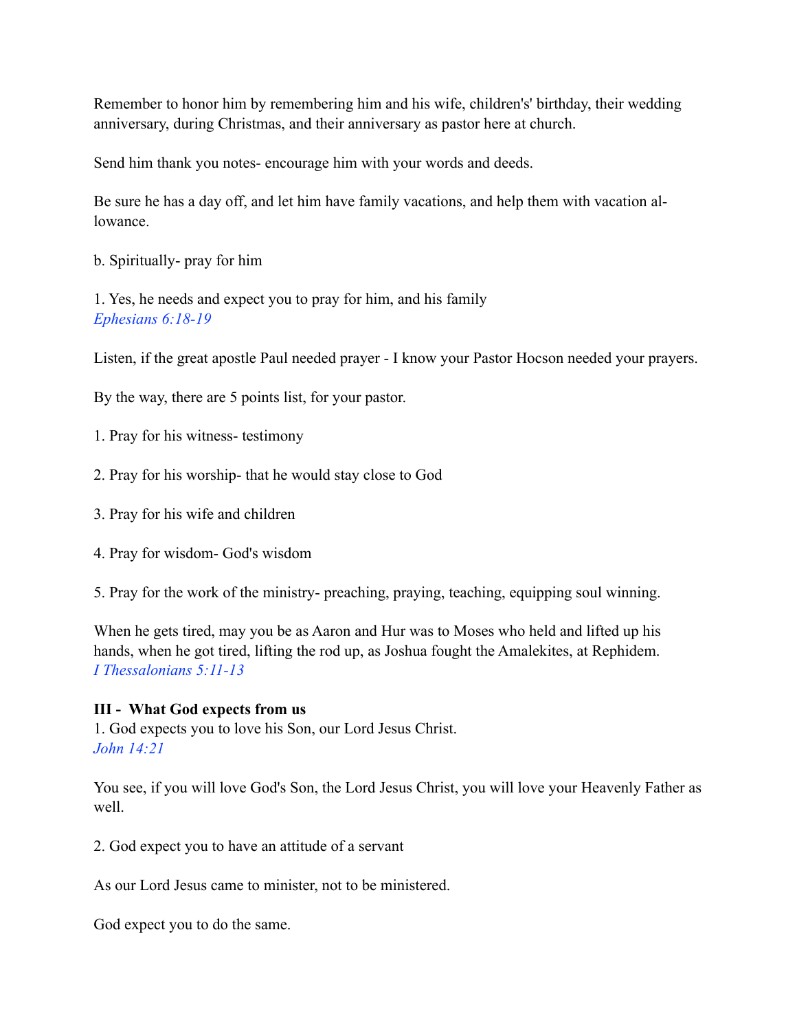Remember to honor him by remembering him and his wife, children's' birthday, their wedding anniversary, during Christmas, and their anniversary as pastor here at church.

Send him thank you notes- encourage him with your words and deeds.

Be sure he has a day off, and let him have family vacations, and help them with vacation allowance.

b. Spiritually- pray for him

1. Yes, he needs and expect you to pray for him, and his family
*Ephesians 6:18-19*

Listen, if the great apostle Paul needed prayer - I know your Pastor Hocson needed your prayers.

By the way, there are 5 points list, for your pastor.

1. Pray for his witness- testimony

2. Pray for his worship- that he would stay close to God

3. Pray for his wife and children

4. Pray for wisdom- God's wisdom

5. Pray for the work of the ministry- preaching, praying, teaching, equipping soul winning.

When he gets tired, may you be as Aaron and Hur was to Moses who held and lifted up his hands, when he got tired, lifting the rod up, as Joshua fought the Amalekites, at Rephidem.
*I Thessalonians 5:11-13*

**III - What God expects from us**

1. God expects you to love his Son, our Lord Jesus Christ.
*John 14:21*

You see, if you will love God's Son, the Lord Jesus Christ, you will love your Heavenly Father as well.

2. God expect you to have an attitude of a servant

As our Lord Jesus came to minister, not to be ministered.

God expect you to do the same.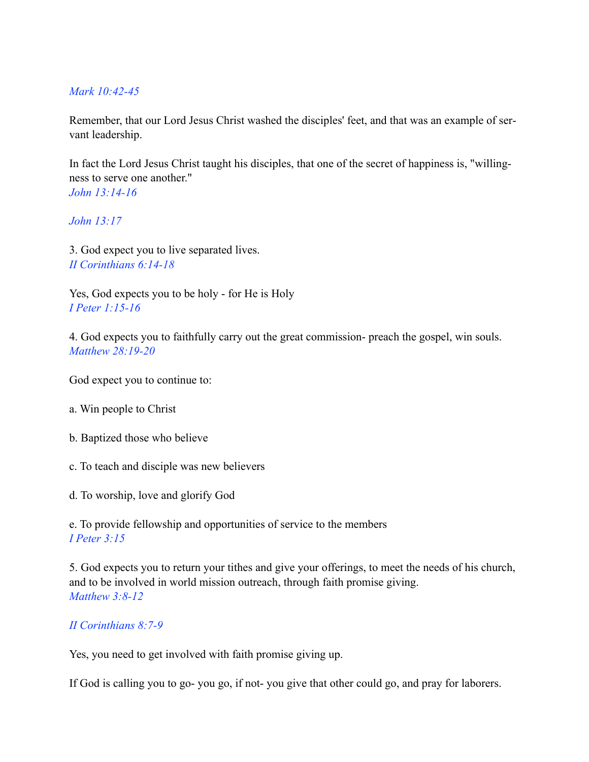*Mark 10:42-45*

Remember, that our Lord Jesus Christ washed the disciples' feet, and that was an example of servant leadership.

In fact the Lord Jesus Christ taught his disciples, that one of the secret of happiness is, "willingness to serve one another."
*John 13:14-16*

*John 13:17*

3. God expect you to live separated lives.
*II Corinthians 6:14-18*

Yes, God expects you to be holy - for He is Holy
*I Peter 1:15-16*

4. God expects you to faithfully carry out the great commission- preach the gospel, win souls.
*Matthew 28:19-20*

God expect you to continue to:

a. Win people to Christ

b. Baptized those who believe

c. To teach and disciple was new believers

d. To worship, love and glorify God

e. To provide fellowship and opportunities of service to the members
*I Peter 3:15*

5. God expects you to return your tithes and give your offerings, to meet the needs of his church, and to be involved in world mission outreach, through faith promise giving.
*Matthew 3:8-12*

*II Corinthians 8:7-9*

Yes, you need to get involved with faith promise giving up.

If God is calling you to go- you go, if not- you give that other could go, and pray for laborers.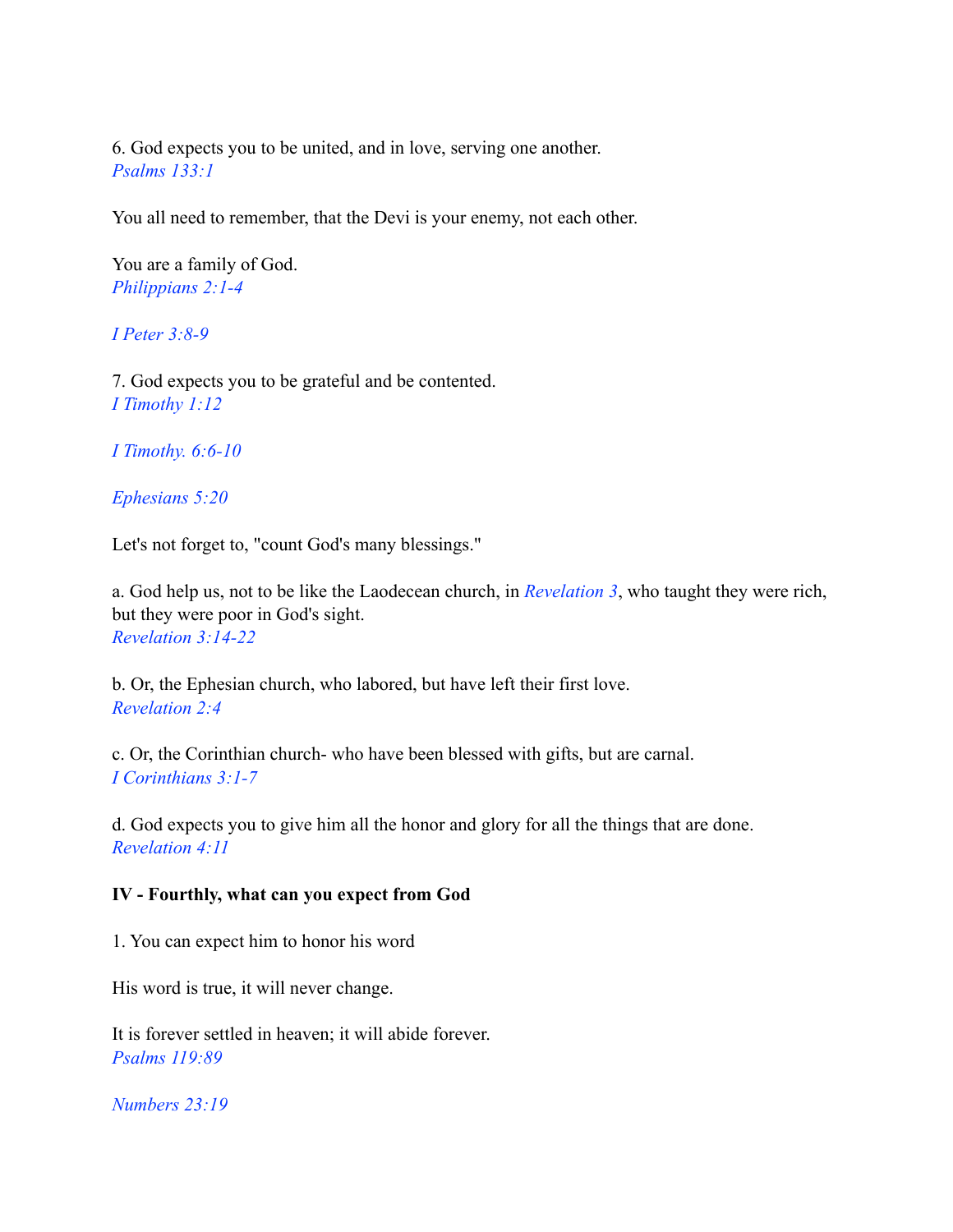6. God expects you to be united, and in love, serving one another.
*Psalms 133:1*

You all need to remember, that the Devi is your enemy, not each other.

You are a family of God.
*Philippians 2:1-4*

*I Peter 3:8-9*

7. God expects you to be grateful and be contented.
*I Timothy 1:12*

*I Timothy. 6:6-10*

*Ephesians 5:20*

Let's not forget to, "count God's many blessings."

a. God help us, not to be like the Laodecean church, in *Revelation 3*, who taught they were rich, but they were poor in God's sight.
*Revelation 3:14-22*

b. Or, the Ephesian church, who labored, but have left their first love.
*Revelation 2:4*

c. Or, the Corinthian church- who have been blessed with gifts, but are carnal.
*I Corinthians 3:1-7*

d. God expects you to give him all the honor and glory for all the things that are done.
*Revelation 4:11*

**IV - Fourthly, what can you expect from God**

1. You can expect him to honor his word

His word is true, it will never change.

It is forever settled in heaven; it will abide forever.
*Psalms 119:89*

*Numbers 23:19*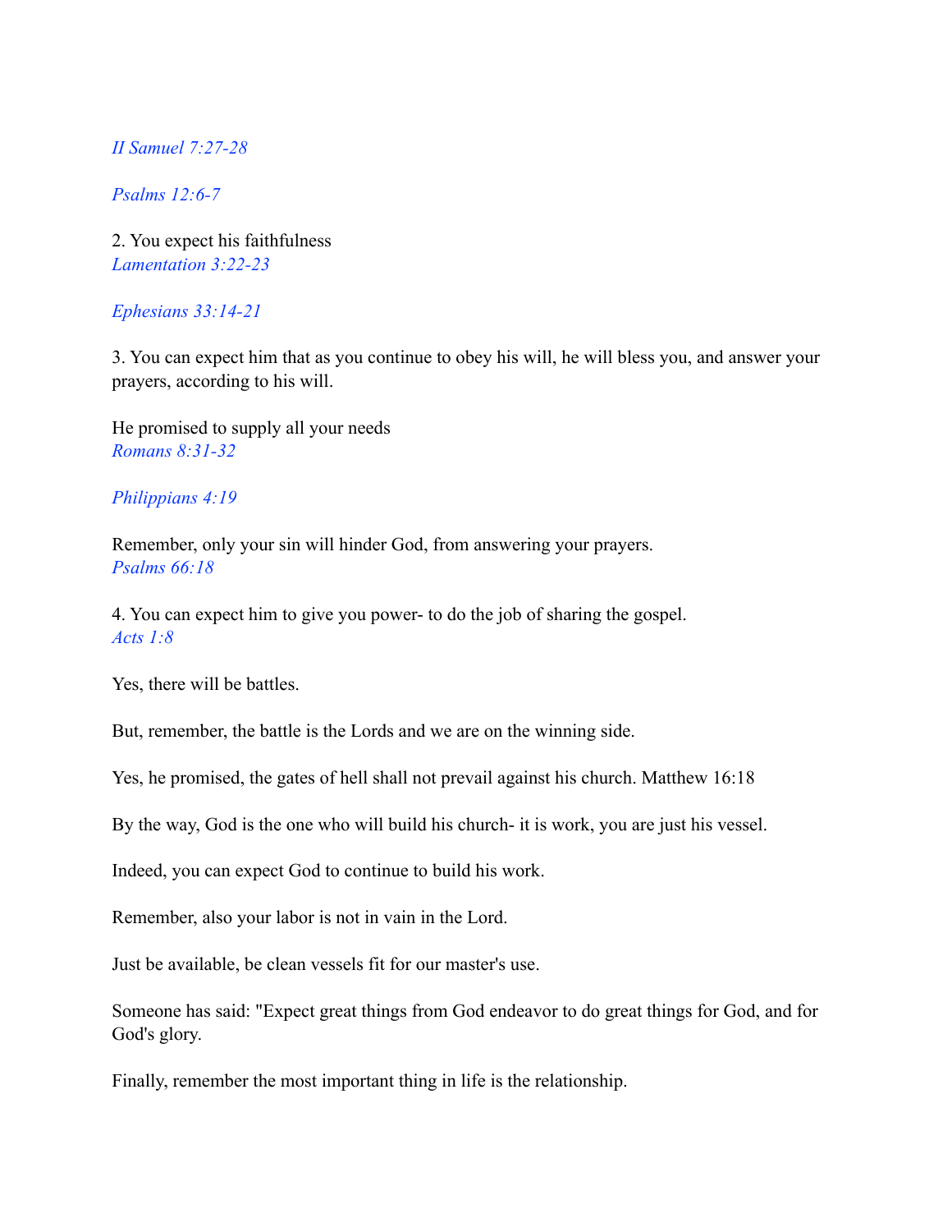*II Samuel 7:27-28*

*Psalms 12:6-7*

2. You expect his faithfulness
*Lamentation 3:22-23*

*Ephesians 33:14-21*

3. You can expect him that as you continue to obey his will, he will bless you, and answer your prayers, according to his will.

He promised to supply all your needs
*Romans 8:31-32*

*Philippians 4:19*

Remember, only your sin will hinder God, from answering your prayers.
*Psalms 66:18*

4. You can expect him to give you power- to do the job of sharing the gospel.
*Acts 1:8*

Yes, there will be battles.

But, remember, the battle is the Lords and we are on the winning side.

Yes, he promised, the gates of hell shall not prevail against his church. Matthew 16:18

By the way, God is the one who will build his church- it is work, you are just his vessel.

Indeed, you can expect God to continue to build his work.

Remember, also your labor is not in vain in the Lord.

Just be available, be clean vessels fit for our master's use.

Someone has said: "Expect great things from God endeavor to do great things for God, and for God's glory.

Finally, remember the most important thing in life is the relationship.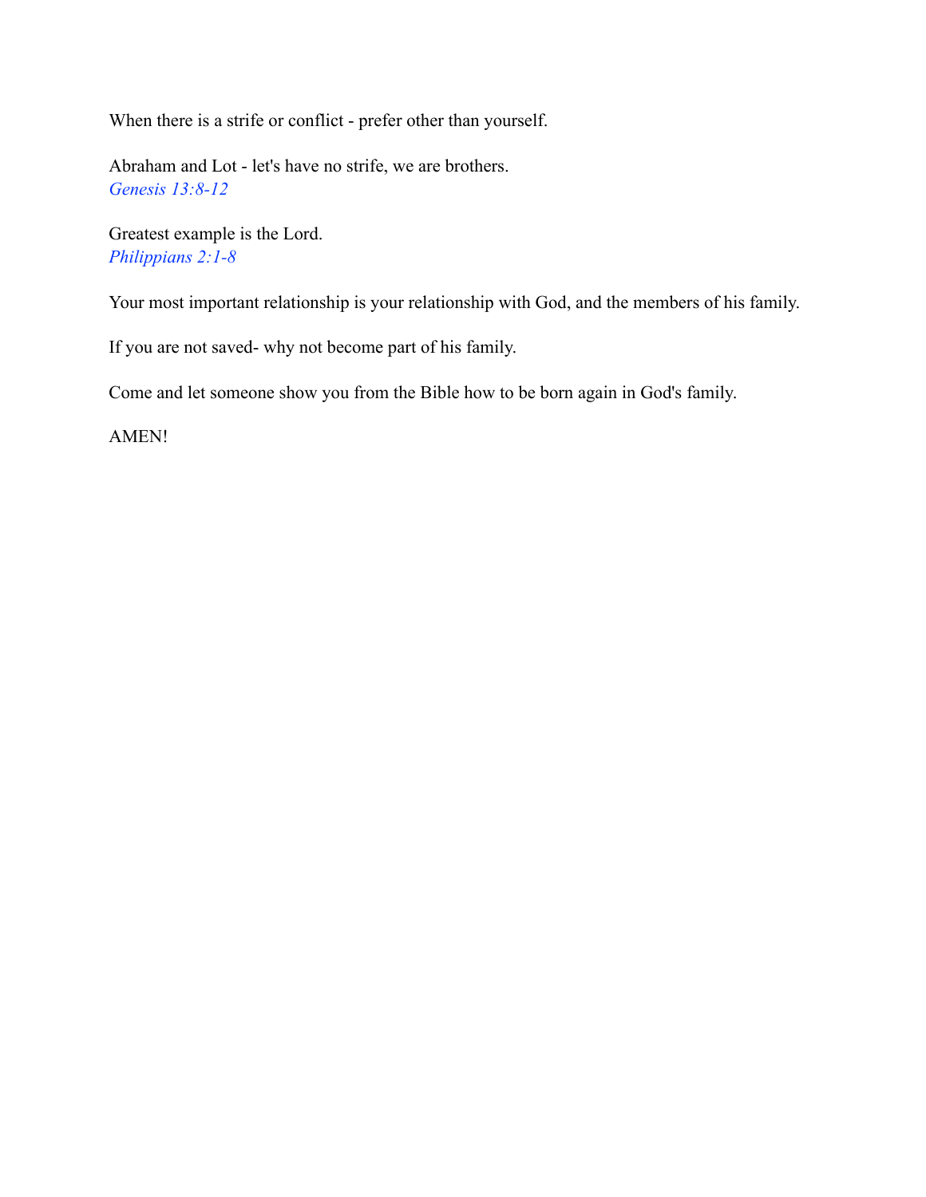When there is a strife or conflict - prefer other than yourself.

Abraham and Lot - let's have no strife, we are brothers.
*Genesis 13:8-12*

Greatest example is the Lord.
*Philippians 2:1-8*

Your most important relationship is your relationship with God, and the members of his family.

If you are not saved- why not become part of his family.

Come and let someone show you from the Bible how to be born again in God's family.

AMEN!